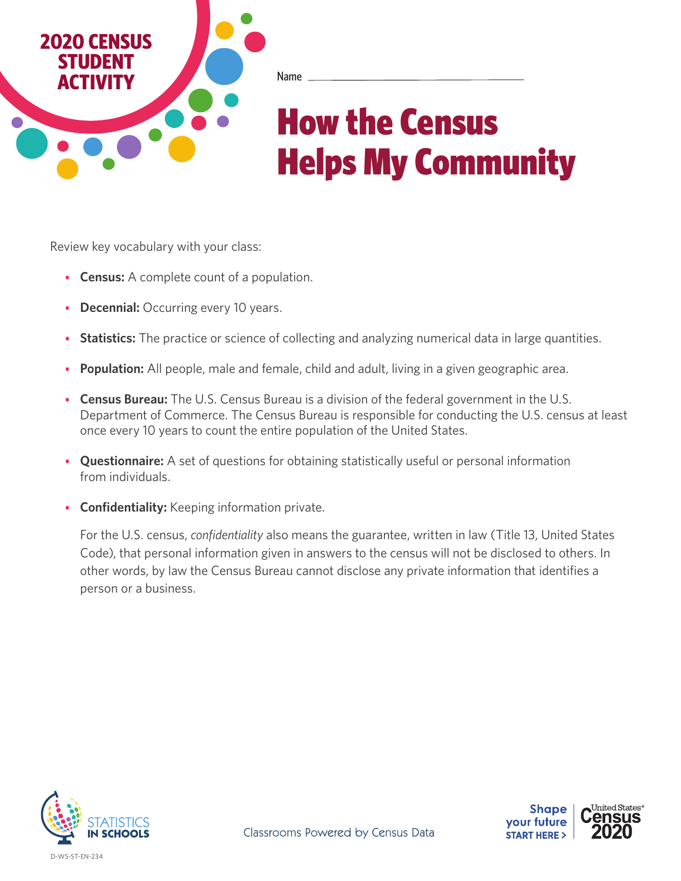2020 CENSUS STUDENT ACTIVITY

Name ____________________

# How the Census Helps My Community

Review key vocabulary with your class:

- **Census:** A complete count of a population.
- **Decennial:** Occurring every 10 years.
- **Statistics:** The practice or science of collecting and analyzing numerical data in large quantities.
- **Population:** All people, male and female, child and adult, living in a given geographic area.
- **Census Bureau:** The U.S. Census Bureau is a division of the federal government in the U.S. Department of Commerce. The Census Bureau is responsible for conducting the U.S. census at least once every 10 years to count the entire population of the United States.
- **Questionnaire:** A set of questions for obtaining statistically useful or personal information from individuals.
- **Confidentiality:** Keeping information private.

  For the U.S. census, *confidentiality* also means the guarantee, written in law (Title 13, United States Code), that personal information given in answers to the census will not be disclosed to others. In other words, by law the Census Bureau cannot disclose any private information that identifies a person or a business.

STATISTICS IN SCHOOLS

Classrooms Powered by Census Data

Shape your future START HERE > United States® Census 2020

D-WS-ST-EN-234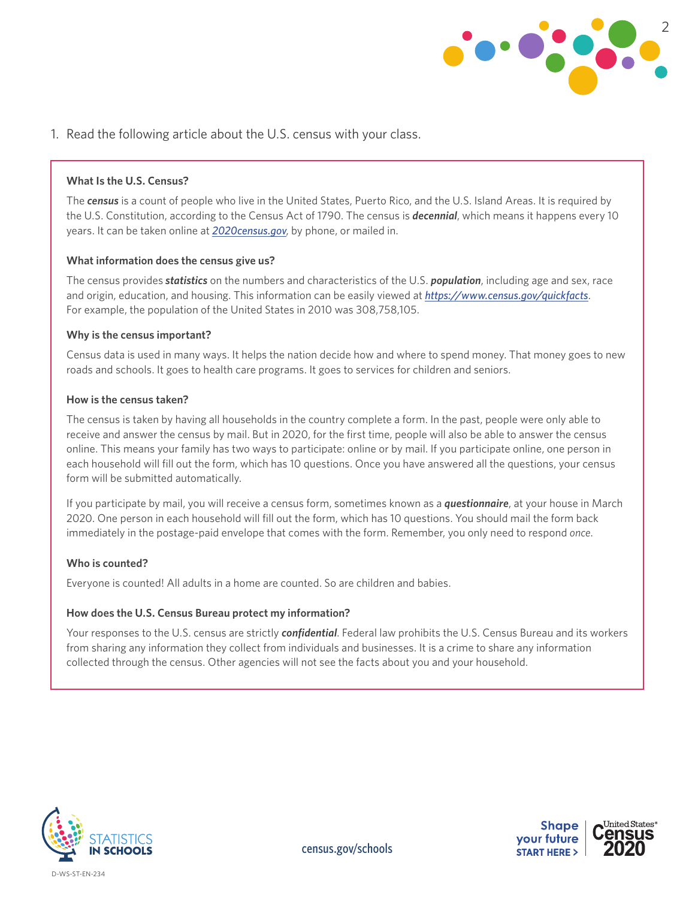1. Read the following article about the U.S. census with your class.

**What Is the U.S. Census?**

The ***census*** is a count of people who live in the United States, Puerto Rico, and the U.S. Island Areas. It is required by the U.S. Constitution, according to the Census Act of 1790. The census is ***decennial***, which means it happens every 10 years. It can be taken online at *2020census.gov*, by phone, or mailed in.

**What information does the census give us?**

The census provides ***statistics*** on the numbers and characteristics of the U.S. ***population***, including age and sex, race and origin, education, and housing. This information can be easily viewed at *https://www.census.gov/quickfacts*. For example, the population of the United States in 2010 was 308,758,105.

**Why is the census important?**

Census data is used in many ways. It helps the nation decide how and where to spend money. That money goes to new roads and schools. It goes to health care programs. It goes to services for children and seniors.

**How is the census taken?**

The census is taken by having all households in the country complete a form. In the past, people were only able to receive and answer the census by mail. But in 2020, for the first time, people will also be able to answer the census online. This means your family has two ways to participate: online or by mail. If you participate online, one person in each household will fill out the form, which has 10 questions. Once you have answered all the questions, your census form will be submitted automatically.

If you participate by mail, you will receive a census form, sometimes known as a ***questionnaire***, at your house in March 2020. One person in each household will fill out the form, which has 10 questions. You should mail the form back immediately in the postage-paid envelope that comes with the form. Remember, you only need to respond *once*.

**Who is counted?**

Everyone is counted! All adults in a home are counted. So are children and babies.

**How does the U.S. Census Bureau protect my information?**

Your responses to the U.S. census are strictly ***confidential***. Federal law prohibits the U.S. Census Bureau and its workers from sharing any information they collect from individuals and businesses. It is a crime to share any information collected through the census. Other agencies will not see the facts about you and your household.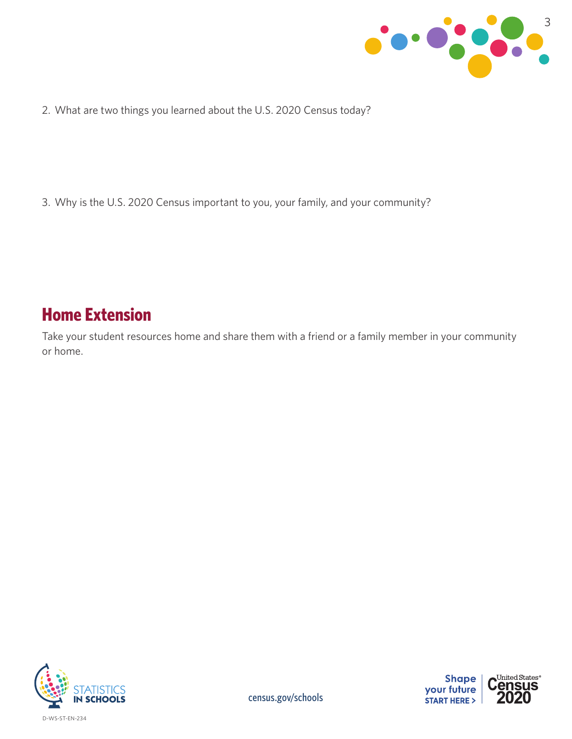2. What are two things you learned about the U.S. 2020 Census today?

3. Why is the U.S. 2020 Census important to you, your family, and your community?

## Home Extension

Take your student resources home and share them with a friend or a family member in your community or home.

census.gov/schools

D-WS-ST-EN-234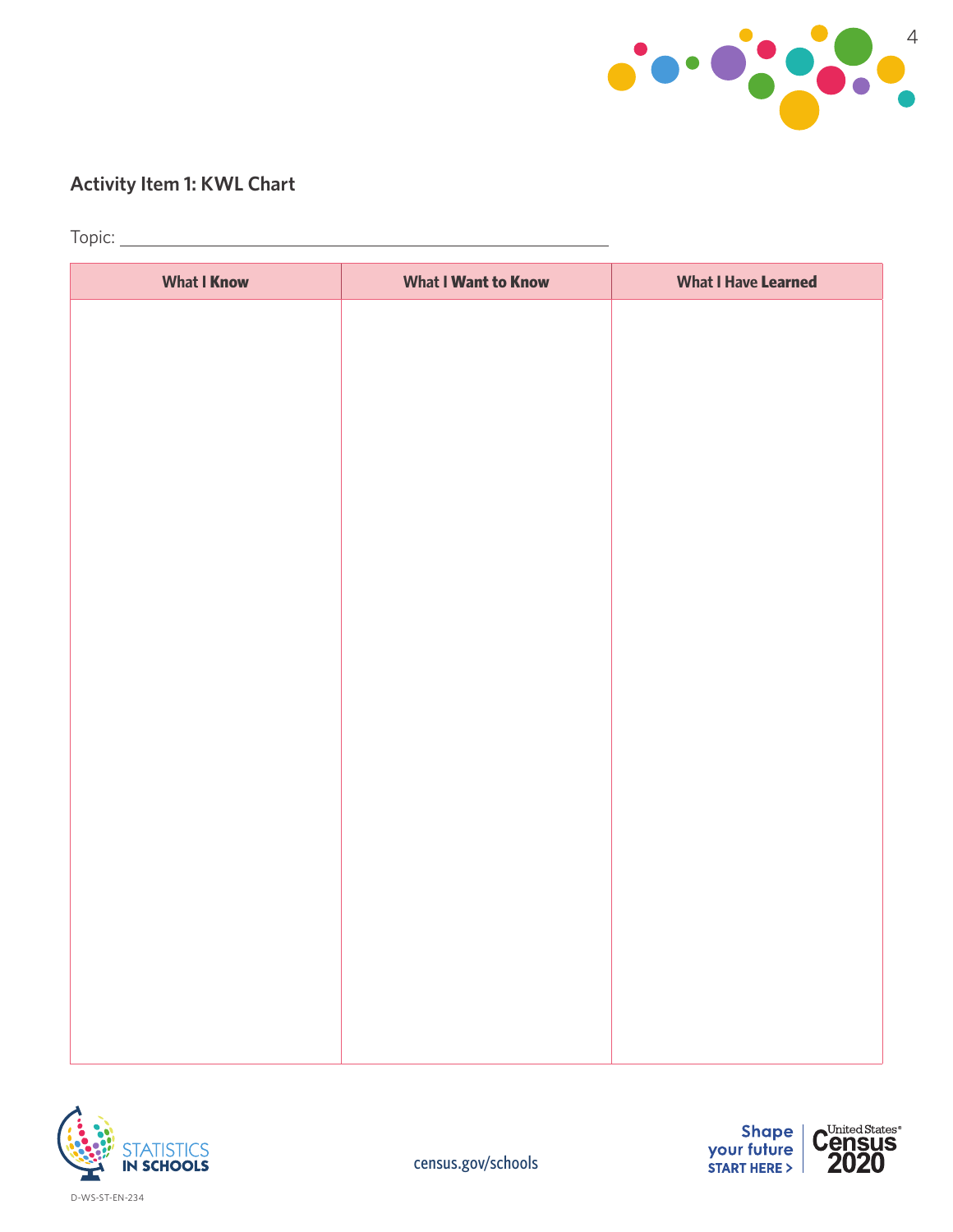## Activity Item 1: KWL Chart

Topic: ____________________________________________

| What I **Know** | What I **Want to Know** | What I Have **Learned** |
| --- | --- | --- |
| | | |

census.gov/schools

D-WS-ST-EN-234